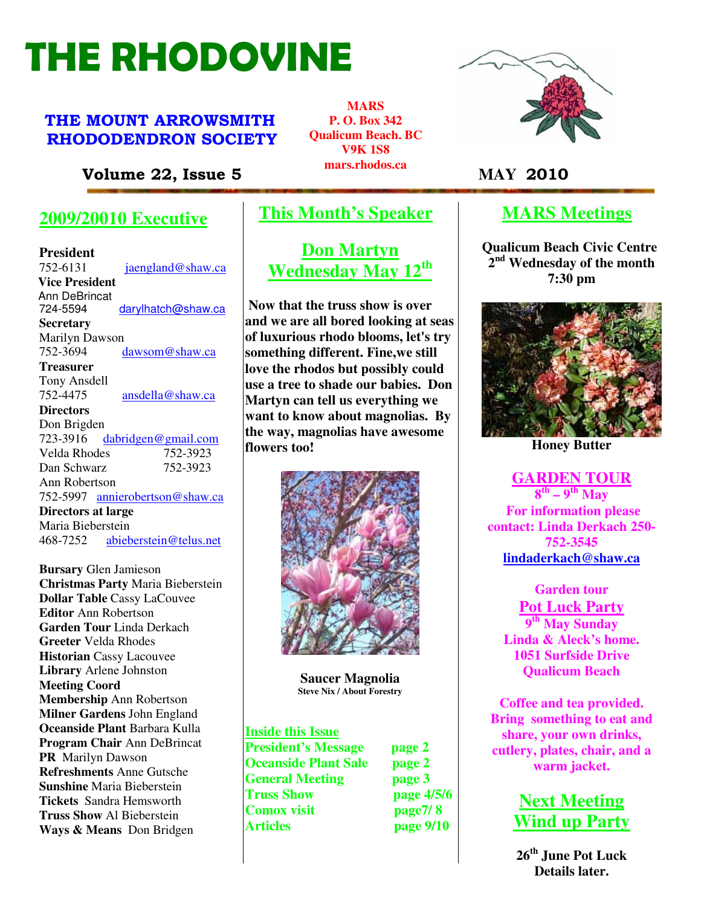# THE RHODOVINE

## THE MOUNT ARROWSMITH RHODODENDRON SOCIETY

**MARS**
**P. O. Box 342**
**Qualicum Beach. BC**
**V9K 1S8**
**mars.rhodos.ca**

**Volume 22, Issue 5** **MAY 2010**

## 2009/20010 Executive

**President**
752-6131 jaengland@shaw.ca
**Vice President**
Ann DeBrincat
724-5594 darylhatch@shaw.ca
**Secretary**
Marilyn Dawson
752-3694 dawsom@shaw.ca
**Treasurer**
Tony Ansdell
752-4475 ansdella@shaw.ca
**Directors**
Don Brigden
723-3916 dabridgen@gmail.com
Velda Rhodes 752-3923
Dan Schwarz 752-3923
Ann Robertson
752-5997 annierobertson@shaw.ca
**Directors at large**
Maria Bieberstein
468-7252 abieberstein@telus.net

**Bursary** Glen Jamieson
**Christmas Party** Maria Bieberstein
**Dollar Table** Cassy LaCouvee
**Editor** Ann Robertson
**Garden Tour** Linda Derkach
**Greeter** Velda Rhodes
**Historian** Cassy Lacouvee
**Library** Arlene Johnston
**Meeting Coord**
**Membership** Ann Robertson
**Milner Gardens** John England
**Oceanside Plant** Barbara Kulla
**Program Chair** Ann DeBrincat
**PR** Marilyn Dawson
**Refreshments** Anne Gutsche
**Sunshine** Maria Bieberstein
**Tickets** Sandra Hemsworth
**Truss Show** Al Bieberstein
**Ways & Means** Don Bridgen

## This Month's Speaker

### Don Martyn
### Wednesday May 12th

**Now that the truss show is over and we are all bored looking at seas of luxurious rhodo blooms, let's try something different. Fine,we still love the rhodos but possibly could use a tree to shade our babies. Don Martyn can tell us everything we want to know about magnolias. By the way, magnolias have awesome flowers too!**

**Saucer Magnolia**
Steve Nix / About Forestry

**Inside this Issue**

| | |
|---|---|
| President's Message | page 2 |
| Oceanside Plant Sale | page 2 |
| General Meeting | page 3 |
| Truss Show | page 4/5/6 |
| Comox visit | page7/ 8 |
| Articles | page 9/10 |

## MARS Meetings

**Qualicum Beach Civic Centre**
**2nd Wednesday of the month**
**7:30 pm**

**Honey Butter**

### GARDEN TOUR

**8th – 9th May**
**For information please contact: Linda Derkach 250-752-3545**
**lindaderkach@shaw.ca**

**Garden tour**
**Pot Luck Party**
**9th May Sunday**
**Linda & Aleck's home.**
**1051 Surfside Drive**
**Qualicum Beach**

**Coffee and tea provided. Bring something to eat and share, your own drinks, cutlery, plates, chair, and a warm jacket.**

### Next Meeting
### Wind up Party

**26th June Pot Luck**
**Details later.**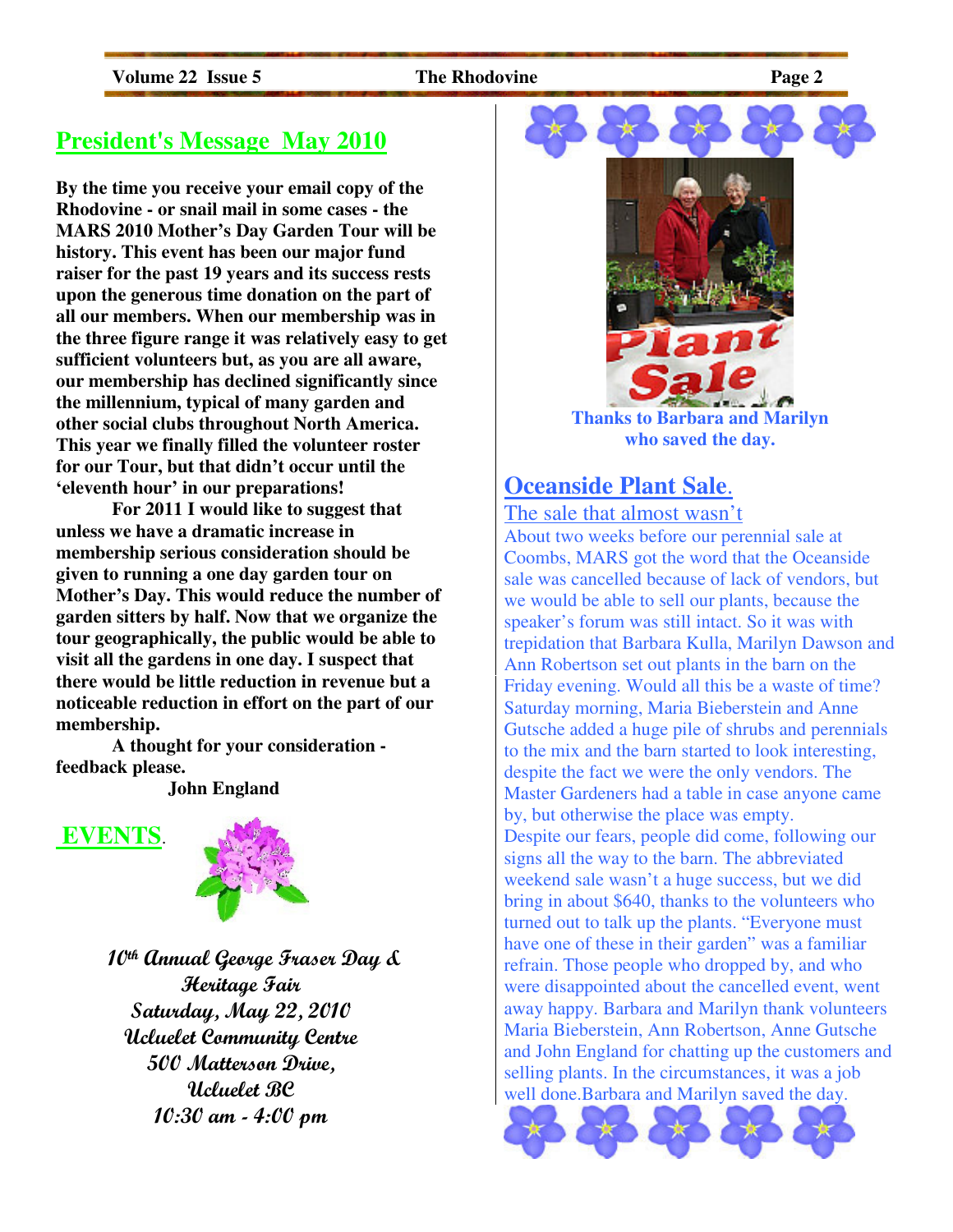## President's Message May 2010

**By the time you receive your email copy of the Rhodovine - or snail mail in some cases - the MARS 2010 Mother's Day Garden Tour will be history. This event has been our major fund raiser for the past 19 years and its success rests upon the generous time donation on the part of all our members. When our membership was in the three figure range it was relatively easy to get sufficient volunteers but, as you are all aware, our membership has declined significantly since the millennium, typical of many garden and other social clubs throughout North America. This year we finally filled the volunteer roster for our Tour, but that didn't occur until the 'eleventh hour' in our preparations!**

**For 2011 I would like to suggest that unless we have a dramatic increase in membership serious consideration should be given to running a one day garden tour on Mother's Day. This would reduce the number of garden sitters by half. Now that we organize the tour geographically, the public would be able to visit all the gardens in one day. I suspect that there would be little reduction in revenue but a noticeable reduction in effort on the part of our membership.**

**A thought for your consideration - feedback please.**

**John England**

## EVENTS.

***10th Annual George Fraser Day & Heritage Fair***
***Saturday, May 22, 2010***
***Ucluelet Community Centre***
***500 Matterson Drive, Ucluelet BC***
***10:30 am - 4:00 pm***

**Thanks to Barbara and Marilyn who saved the day.**

## Oceanside Plant Sale.

The sale that almost wasn't

About two weeks before our perennial sale at Coombs, MARS got the word that the Oceanside sale was cancelled because of lack of vendors, but we would be able to sell our plants, because the speaker's forum was still intact. So it was with trepidation that Barbara Kulla, Marilyn Dawson and Ann Robertson set out plants in the barn on the Friday evening. Would all this be a waste of time? Saturday morning, Maria Bieberstein and Anne Gutsche added a huge pile of shrubs and perennials to the mix and the barn started to look interesting, despite the fact we were the only vendors. The Master Gardeners had a table in case anyone came by, but otherwise the place was empty.

Despite our fears, people did come, following our signs all the way to the barn. The abbreviated weekend sale wasn't a huge success, but we did bring in about $640, thanks to the volunteers who turned out to talk up the plants. "Everyone must have one of these in their garden" was a familiar refrain. Those people who dropped by, and who were disappointed about the cancelled event, went away happy. Barbara and Marilyn thank volunteers Maria Bieberstein, Ann Robertson, Anne Gutsche and John England for chatting up the customers and selling plants. In the circumstances, it was a job well done.Barbara and Marilyn saved the day.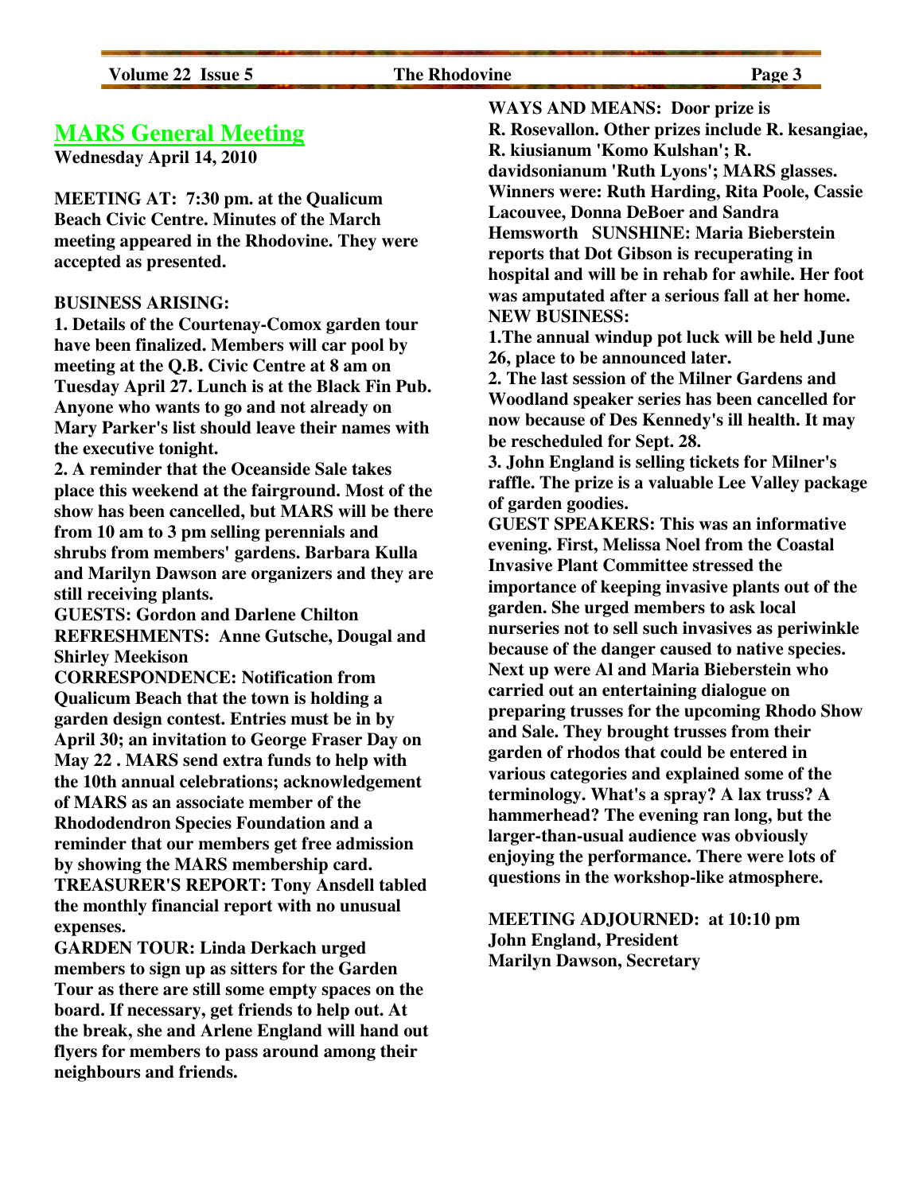## MARS General Meeting

**Wednesday April 14, 2010**

**MEETING AT: 7:30 pm. at the Qualicum Beach Civic Centre. Minutes of the March meeting appeared in the Rhodovine. They were accepted as presented.**

**BUSINESS ARISING:**

**1. Details of the Courtenay-Comox garden tour have been finalized. Members will car pool by meeting at the Q.B. Civic Centre at 8 am on Tuesday April 27. Lunch is at the Black Fin Pub. Anyone who wants to go and not already on Mary Parker's list should leave their names with the executive tonight.**

**2. A reminder that the Oceanside Sale takes place this weekend at the fairground. Most of the show has been cancelled, but MARS will be there from 10 am to 3 pm selling perennials and shrubs from members' gardens. Barbara Kulla and Marilyn Dawson are organizers and they are still receiving plants.**

**GUESTS: Gordon and Darlene Chilton**

**REFRESHMENTS: Anne Gutsche, Dougal and Shirley Meekison**

**CORRESPONDENCE: Notification from Qualicum Beach that the town is holding a garden design contest. Entries must be in by April 30; an invitation to George Fraser Day on May 22 . MARS send extra funds to help with the 10th annual celebrations; acknowledgement of MARS as an associate member of the Rhododendron Species Foundation and a reminder that our members get free admission by showing the MARS membership card.**

**TREASURER'S REPORT: Tony Ansdell tabled the monthly financial report with no unusual expenses.**

**GARDEN TOUR: Linda Derkach urged members to sign up as sitters for the Garden Tour as there are still some empty spaces on the board. If necessary, get friends to help out. At the break, she and Arlene England will hand out flyers for members to pass around among their neighbours and friends.**

**WAYS AND MEANS: Door prize is R. Rosevallon. Other prizes include R. kesangiae, R. kiusianum 'Komo Kulshan'; R. davidsonianum 'Ruth Lyons'; MARS glasses. Winners were: Ruth Harding, Rita Poole, Cassie Lacouvee, Donna DeBoer and Sandra Hemsworth SUNSHINE: Maria Bieberstein reports that Dot Gibson is recuperating in hospital and will be in rehab for awhile. Her foot was amputated after a serious fall at her home.**

**NEW BUSINESS:**

**1.The annual windup pot luck will be held June 26, place to be announced later.**

**2. The last session of the Milner Gardens and Woodland speaker series has been cancelled for now because of Des Kennedy's ill health. It may be rescheduled for Sept. 28.**

**3. John England is selling tickets for Milner's raffle. The prize is a valuable Lee Valley package of garden goodies.**

**GUEST SPEAKERS: This was an informative evening. First, Melissa Noel from the Coastal Invasive Plant Committee stressed the importance of keeping invasive plants out of the garden. She urged members to ask local nurseries not to sell such invasives as periwinkle because of the danger caused to native species. Next up were Al and Maria Bieberstein who carried out an entertaining dialogue on preparing trusses for the upcoming Rhodo Show and Sale. They brought trusses from their garden of rhodos that could be entered in various categories and explained some of the terminology. What's a spray? A lax truss? A hammerhead? The evening ran long, but the larger-than-usual audience was obviously enjoying the performance. There were lots of questions in the workshop-like atmosphere.**

**MEETING ADJOURNED: at 10:10 pm**
**John England, President**
**Marilyn Dawson, Secretary**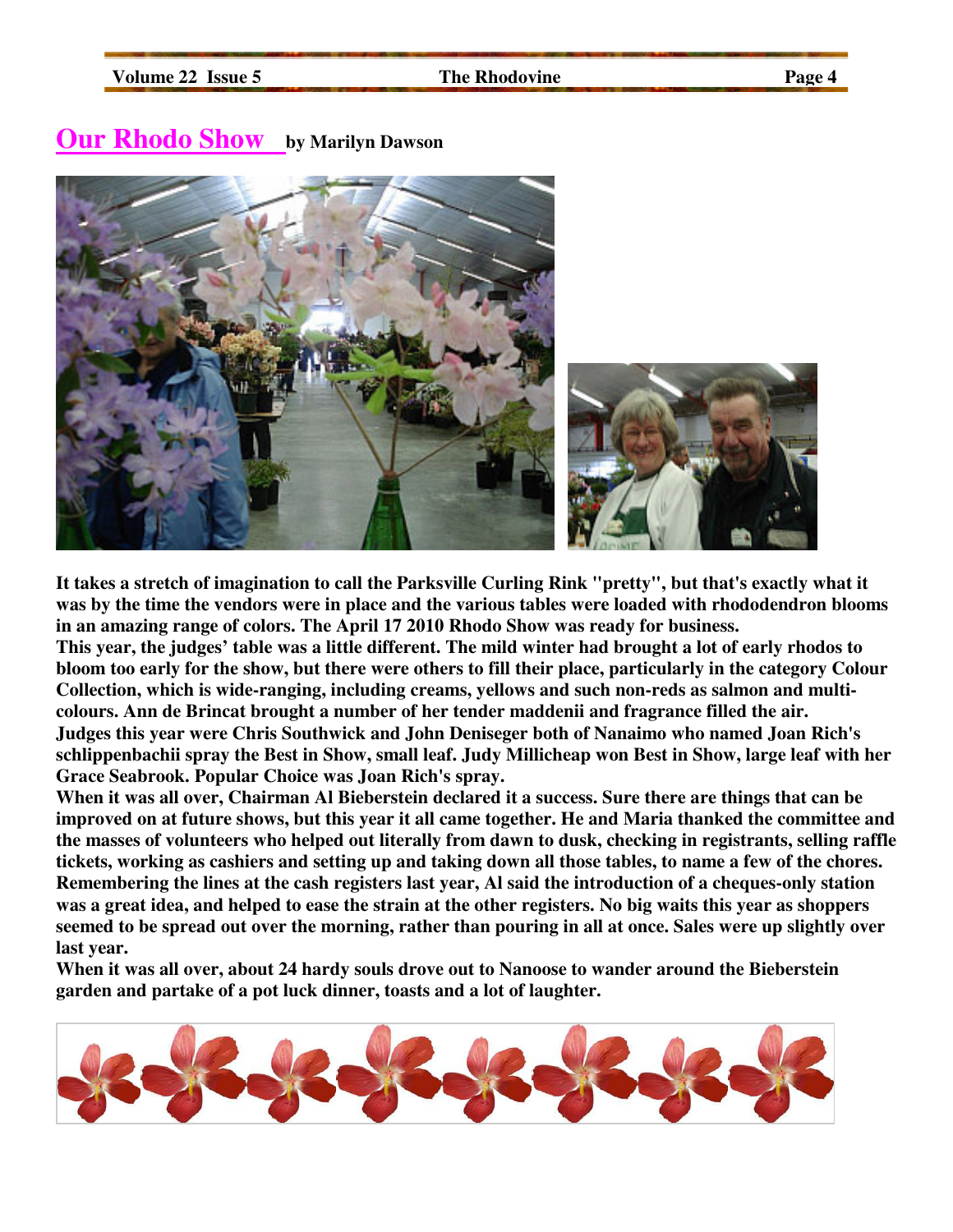# Our Rhodo Show

**by Marilyn Dawson**

**It takes a stretch of imagination to call the Parksville Curling Rink "pretty", but that's exactly what it was by the time the vendors were in place and the various tables were loaded with rhododendron blooms in an amazing range of colors. The April 17 2010 Rhodo Show was ready for business.**

**This year, the judges' table was a little different. The mild winter had brought a lot of early rhodos to bloom too early for the show, but there were others to fill their place, particularly in the category Colour Collection, which is wide-ranging, including creams, yellows and such non-reds as salmon and multi-colours. Ann de Brincat brought a number of her tender maddenii and fragrance filled the air.**

**Judges this year were Chris Southwick and John Deniseger both of Nanaimo who named Joan Rich's schlippenbachii spray the Best in Show, small leaf. Judy Millicheap won Best in Show, large leaf with her Grace Seabrook. Popular Choice was Joan Rich's spray.**

**When it was all over, Chairman Al Bieberstein declared it a success. Sure there are things that can be improved on at future shows, but this year it all came together. He and Maria thanked the committee and the masses of volunteers who helped out literally from dawn to dusk, checking in registrants, selling raffle tickets, working as cashiers and setting up and taking down all those tables, to name a few of the chores. Remembering the lines at the cash registers last year, Al said the introduction of a cheques-only station was a great idea, and helped to ease the strain at the other registers. No big waits this year as shoppers seemed to be spread out over the morning, rather than pouring in all at once. Sales were up slightly over last year.**

**When it was all over, about 24 hardy souls drove out to Nanoose to wander around the Bieberstein garden and partake of a pot luck dinner, toasts and a lot of laughter.**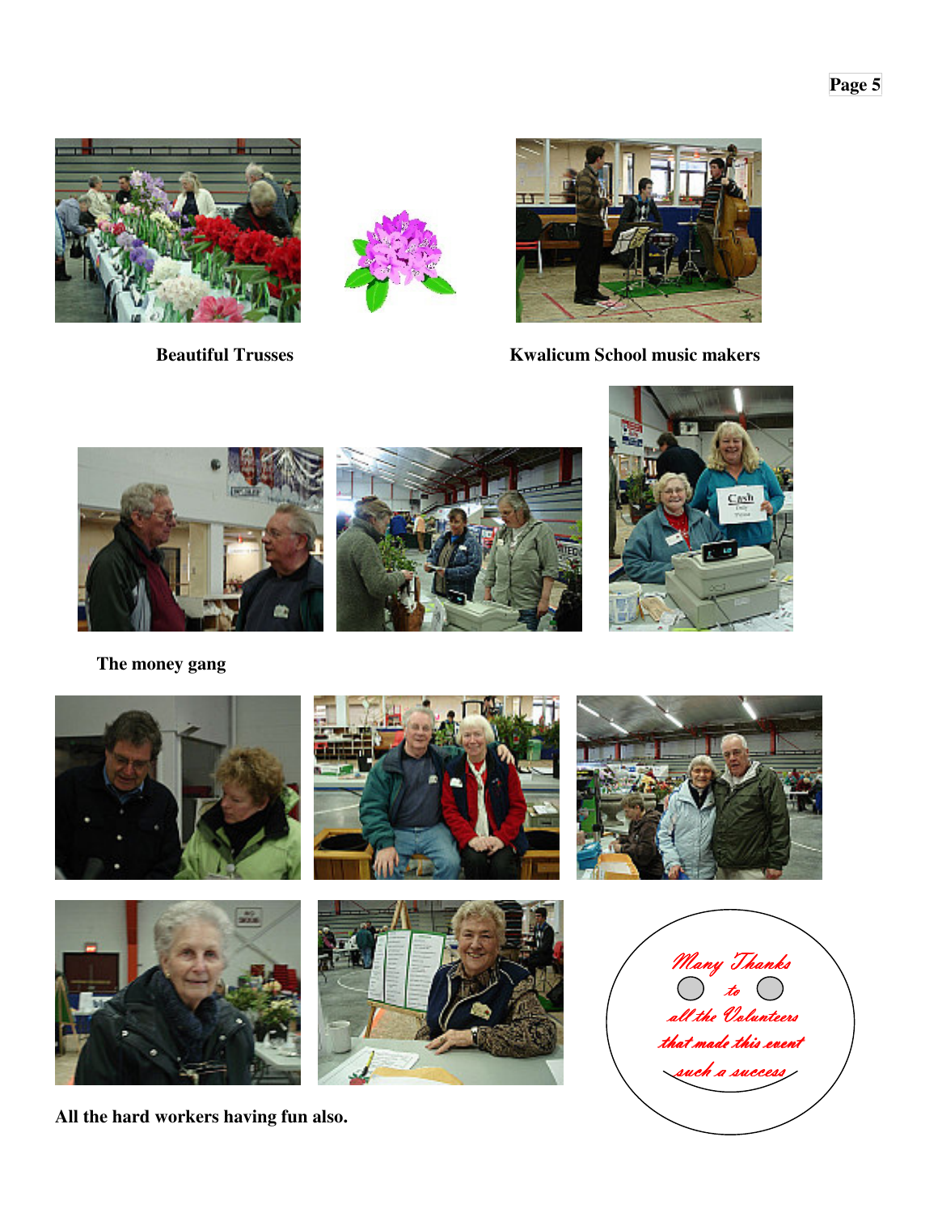Beautiful Trusses

Kwalicum School music makers

The money gang

All the hard workers having fun also.

Many Thanks to all the Volunteers that made this event such a success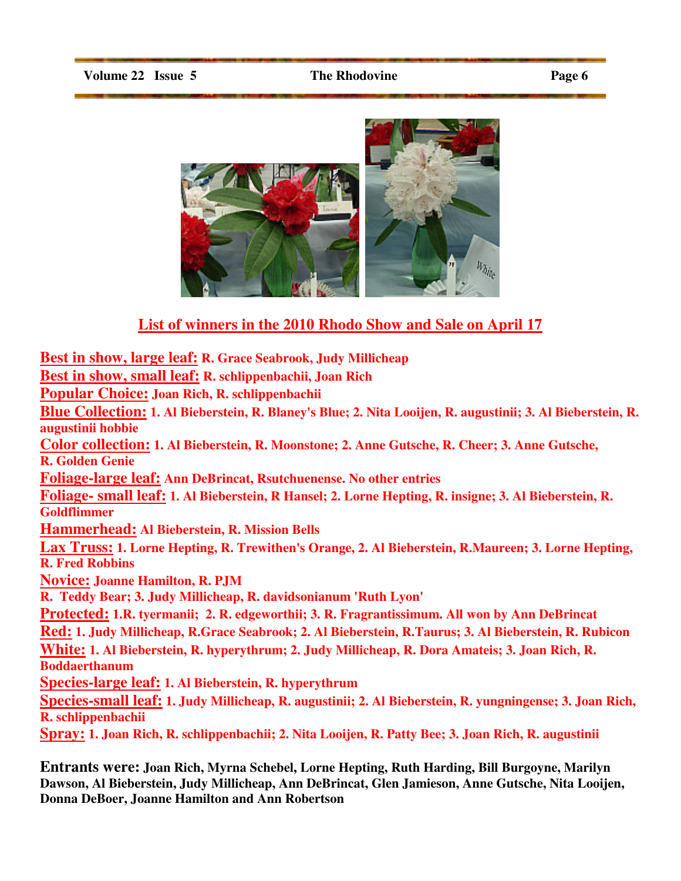## List of winners in the 2010 Rhodo Show and Sale on April 17

**Best in show, large leaf:** **R. Grace Seabrook, Judy Millicheap**
**Best in show, small leaf:** **R. schlippenbachii, Joan Rich**
**Popular Choice:** **Joan Rich, R. schlippenbachii**
**Blue Collection:** **1. Al Bieberstein, R. Blaney's Blue; 2. Nita Looijen, R. augustinii; 3. Al Bieberstein, R. augustinii hobbie**
**Color collection:** **1. Al Bieberstein, R. Moonstone; 2. Anne Gutsche, R. Cheer; 3. Anne Gutsche, R. Golden Genie**
**Foliage-large leaf:** **Ann DeBrincat, Rsutchuenense. No other entries**
**Foliage- small leaf:** **1. Al Bieberstein, R Hansel; 2. Lorne Hepting, R. insigne; 3. Al Bieberstein, R. Goldflimmer**
**Hammerhead:** **Al Bieberstein, R. Mission Bells**
**Lax Truss:** **1. Lorne Hepting, R. Trewithen's Orange, 2. Al Bieberstein, R.Maureen; 3. Lorne Hepting, R. Fred Robbins**
**Novice:** **Joanne Hamilton, R. PJM**
**R. Teddy Bear; 3. Judy Millicheap, R. davidsonianum 'Ruth Lyon'**
**Protected:** **1.R. tyermanii; 2. R. edgeworthii; 3. R. Fragrantissimum. All won by Ann DeBrincat**
**Red:** **1. Judy Millicheap, R.Grace Seabrook; 2. Al Bieberstein, R.Taurus; 3. Al Bieberstein, R. Rubicon**
**White:** **1. Al Bieberstein, R. hyperythrum; 2. Judy Millicheap, R. Dora Amateis; 3. Joan Rich, R. Boddaerthanum**
**Species-large leaf:** **1. Al Bieberstein, R. hyperythrum**
**Species-small leaf:** **1. Judy Millicheap, R. augustinii; 2. Al Bieberstein, R. yungningense; 3. Joan Rich, R. schlippenbachii**
**Spray:** **1. Joan Rich, R. schlippenbachii; 2. Nita Looijen, R. Patty Bee; 3. Joan Rich, R. augustinii**

**Entrants were:** **Joan Rich, Myrna Schebel, Lorne Hepting, Ruth Harding, Bill Burgoyne, Marilyn Dawson, Al Bieberstein, Judy Millicheap, Ann DeBrincat, Glen Jamieson, Anne Gutsche, Nita Looijen, Donna DeBoer, Joanne Hamilton and Ann Robertson**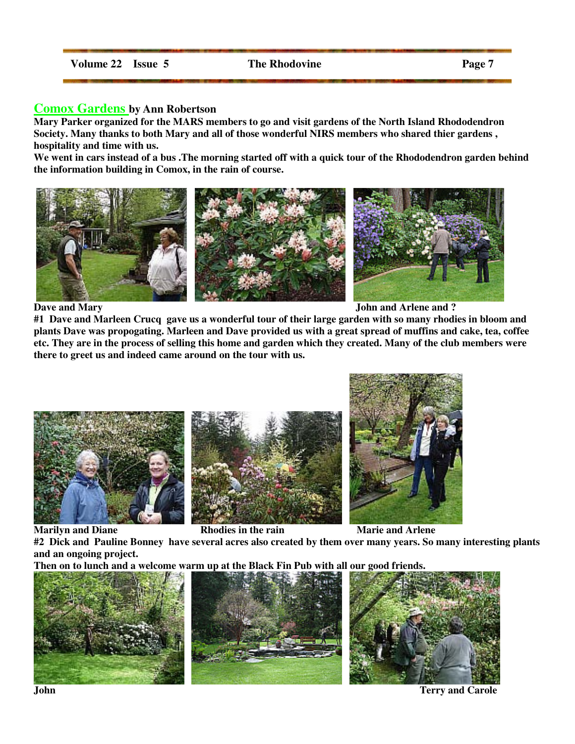## Comox Gardens by Ann Robertson

**Mary Parker organized for the MARS members to go and visit gardens of the North Island Rhododendron Society. Many thanks to both Mary and all of those wonderful NIRS members who shared thier gardens , hospitality and time with us.**

**We went in cars instead of a bus .The morning started off with a quick tour of the Rhododendron garden behind the information building in Comox, in the rain of course.**

**Dave and Mary**

**John and Arlene and ?**

**#1 Dave and Marleen Crucq gave us a wonderful tour of their large garden with so many rhodies in bloom and plants Dave was propogating. Marleen and Dave provided us with a great spread of muffins and cake, tea, coffee etc. They are in the process of selling this home and garden which they created. Many of the club members were there to greet us and indeed came around on the tour with us.**

**Marilyn and Diane**

**Rhodies in the rain**

**Marie and Arlene**

**#2 Dick and Pauline Bonney have several acres also created by them over many years. So many interesting plants and an ongoing project.**

**Then on to lunch and a welcome warm up at the Black Fin Pub with all our good friends.**

**John**

**Terry and Carole**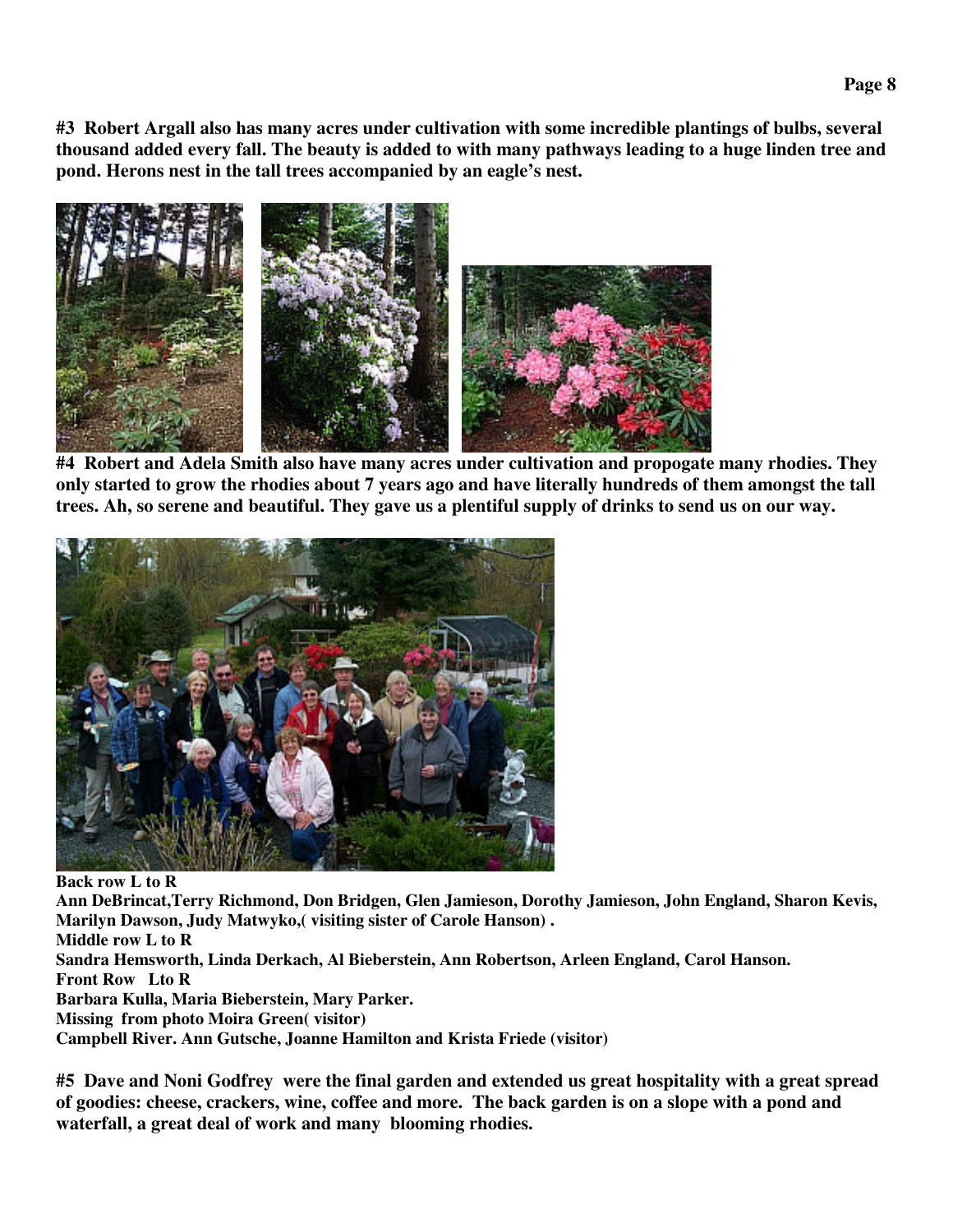**#3 Robert Argall also has many acres under cultivation with some incredible plantings of bulbs, several thousand added every fall. The beauty is added to with many pathways leading to a huge linden tree and pond. Herons nest in the tall trees accompanied by an eagle's nest.**

**#4 Robert and Adela Smith also have many acres under cultivation and propogate many rhodies. They only started to grow the rhodies about 7 years ago and have literally hundreds of them amongst the tall trees. Ah, so serene and beautiful. They gave us a plentiful supply of drinks to send us on our way.**

**Back row L to R**
**Ann DeBrincat,Terry Richmond, Don Bridgen, Glen Jamieson, Dorothy Jamieson, John England, Sharon Kevis, Marilyn Dawson, Judy Matwyko,( visiting sister of Carole Hanson) .**
**Middle row L to R**
**Sandra Hemsworth, Linda Derkach, Al Bieberstein, Ann Robertson, Arleen England, Carol Hanson.**
**Front Row Lto R**
**Barbara Kulla, Maria Bieberstein, Mary Parker.**
**Missing from photo Moira Green( visitor)**
**Campbell River. Ann Gutsche, Joanne Hamilton and Krista Friede (visitor)**

**#5 Dave and Noni Godfrey were the final garden and extended us great hospitality with a great spread of goodies: cheese, crackers, wine, coffee and more. The back garden is on a slope with a pond and waterfall, a great deal of work and many blooming rhodies.**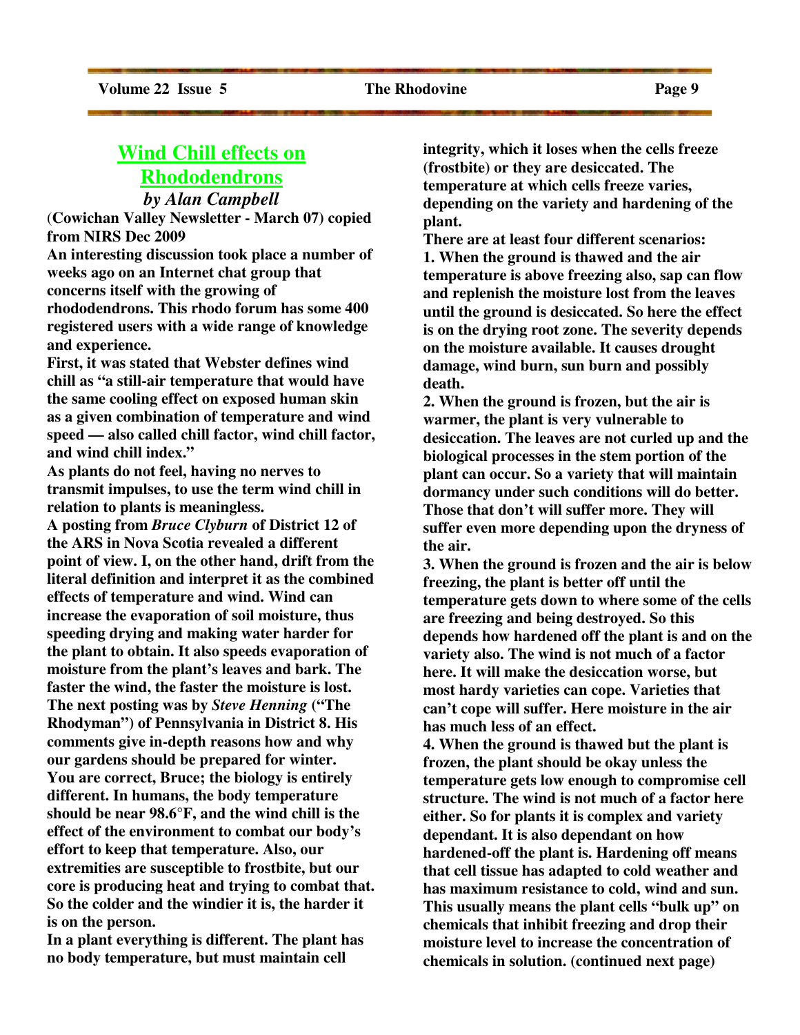## Wind Chill effects on Rhododendrons

***by Alan Campbell***

(Cowichan Valley Newsletter - March 07) copied from NIRS Dec 2009

An interesting discussion took place a number of weeks ago on an Internet chat group that concerns itself with the growing of rhododendrons. This rhodo forum has some 400 registered users with a wide range of knowledge and experience.

First, it was stated that Webster defines wind chill as "a still-air temperature that would have the same cooling effect on exposed human skin as a given combination of temperature and wind speed — also called chill factor, wind chill factor, and wind chill index."

As plants do not feel, having no nerves to transmit impulses, to use the term wind chill in relation to plants is meaningless.

A posting from *Bruce Clyburn* of District 12 of the ARS in Nova Scotia revealed a different point of view. I, on the other hand, drift from the literal definition and interpret it as the combined effects of temperature and wind. Wind can increase the evaporation of soil moisture, thus speeding drying and making water harder for the plant to obtain. It also speeds evaporation of moisture from the plant's leaves and bark. The faster the wind, the faster the moisture is lost.

The next posting was by *Steve Henning* ("The Rhodyman") of Pennsylvania in District 8. His comments give in-depth reasons how and why our gardens should be prepared for winter.

You are correct, Bruce; the biology is entirely different. In humans, the body temperature should be near 98.6°F, and the wind chill is the effect of the environment to combat our body's effort to keep that temperature. Also, our extremities are susceptible to frostbite, but our core is producing heat and trying to combat that. So the colder and the windier it is, the harder it is on the person.

In a plant everything is different. The plant has no body temperature, but must maintain cell integrity, which it loses when the cells freeze (frostbite) or they are desiccated. The temperature at which cells freeze varies, depending on the variety and hardening of the plant.

There are at least four different scenarios:

1. When the ground is thawed and the air temperature is above freezing also, sap can flow and replenish the moisture lost from the leaves until the ground is desiccated. So here the effect is on the drying root zone. The severity depends on the moisture available. It causes drought damage, wind burn, sun burn and possibly death.
2. When the ground is frozen, but the air is warmer, the plant is very vulnerable to desiccation. The leaves are not curled up and the biological processes in the stem portion of the plant can occur. So a variety that will maintain dormancy under such conditions will do better. Those that don't will suffer more. They will suffer even more depending upon the dryness of the air.
3. When the ground is frozen and the air is below freezing, the plant is better off until the temperature gets down to where some of the cells are freezing and being destroyed. So this depends how hardened off the plant is and on the variety also. The wind is not much of a factor here. It will make the desiccation worse, but most hardy varieties can cope. Varieties that can't cope will suffer. Here moisture in the air has much less of an effect.
4. When the ground is thawed but the plant is frozen, the plant should be okay unless the temperature gets low enough to compromise cell structure. The wind is not much of a factor here either. So for plants it is complex and variety dependant. It is also dependant on how hardened-off the plant is. Hardening off means that cell tissue has adapted to cold weather and has maximum resistance to cold, wind and sun. This usually means the plant cells "bulk up" on chemicals that inhibit freezing and drop their moisture level to increase the concentration of chemicals in solution. (continued next page)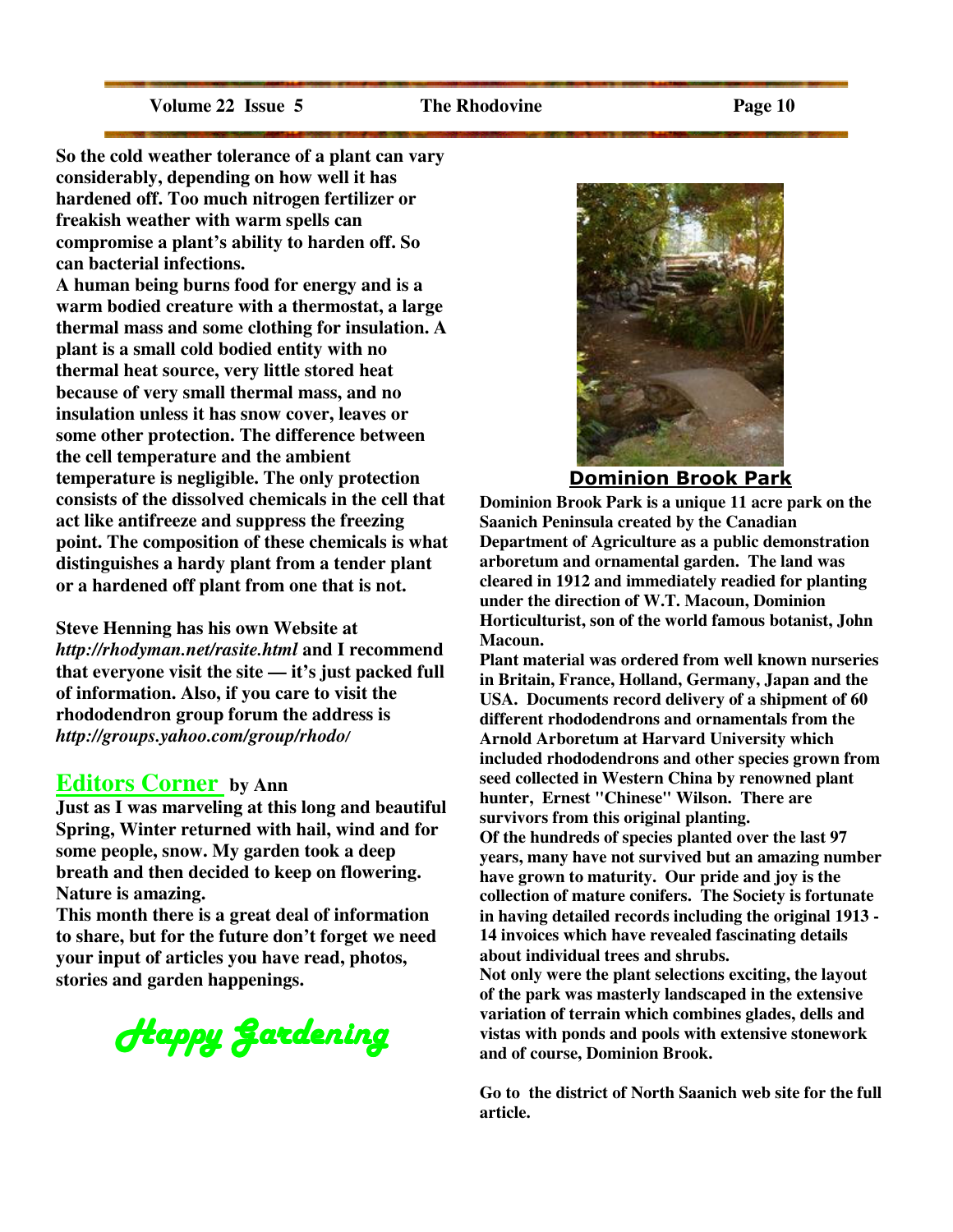**So the cold weather tolerance of a plant can vary considerably, depending on how well it has hardened off. Too much nitrogen fertilizer or freakish weather with warm spells can compromise a plant's ability to harden off. So can bacterial infections.**

**A human being burns food for energy and is a warm bodied creature with a thermostat, a large thermal mass and some clothing for insulation. A plant is a small cold bodied entity with no thermal heat source, very little stored heat because of very small thermal mass, and no insulation unless it has snow cover, leaves or some other protection. The difference between the cell temperature and the ambient temperature is negligible. The only protection consists of the dissolved chemicals in the cell that act like antifreeze and suppress the freezing point. The composition of these chemicals is what distinguishes a hardy plant from a tender plant or a hardened off plant from one that is not.**

**Steve Henning has his own Website at *http://rhodyman.net/rasite.html* and I recommend that everyone visit the site — it's just packed full of information. Also, if you care to visit the rhododendron group forum the address is *http://groups.yahoo.com/group/rhodo/***

## Editors Corner by Ann

**Just as I was marveling at this long and beautiful Spring, Winter returned with hail, wind and for some people, snow. My garden took a deep breath and then decided to keep on flowering. Nature is amazing.**

**This month there is a great deal of information to share, but for the future don't forget we need your input of articles you have read, photos, stories and garden happenings.**

*Happy Gardening*

## Dominion Brook Park

**Dominion Brook Park is a unique 11 acre park on the Saanich Peninsula created by the Canadian Department of Agriculture as a public demonstration arboretum and ornamental garden. The land was cleared in 1912 and immediately readied for planting under the direction of W.T. Macoun, Dominion Horticulturist, son of the world famous botanist, John Macoun.**

**Plant material was ordered from well known nurseries in Britain, France, Holland, Germany, Japan and the USA. Documents record delivery of a shipment of 60 different rhododendrons and ornamentals from the Arnold Arboretum at Harvard University which included rhododendrons and other species grown from seed collected in Western China by renowned plant hunter, Ernest "Chinese" Wilson. There are survivors from this original planting.**

**Of the hundreds of species planted over the last 97 years, many have not survived but an amazing number have grown to maturity. Our pride and joy is the collection of mature conifers. The Society is fortunate in having detailed records including the original 1913 - 14 invoices which have revealed fascinating details about individual trees and shrubs.**

**Not only were the plant selections exciting, the layout of the park was masterly landscaped in the extensive variation of terrain which combines glades, dells and vistas with ponds and pools with extensive stonework and of course, Dominion Brook.**

**Go to the district of North Saanich web site for the full article.**